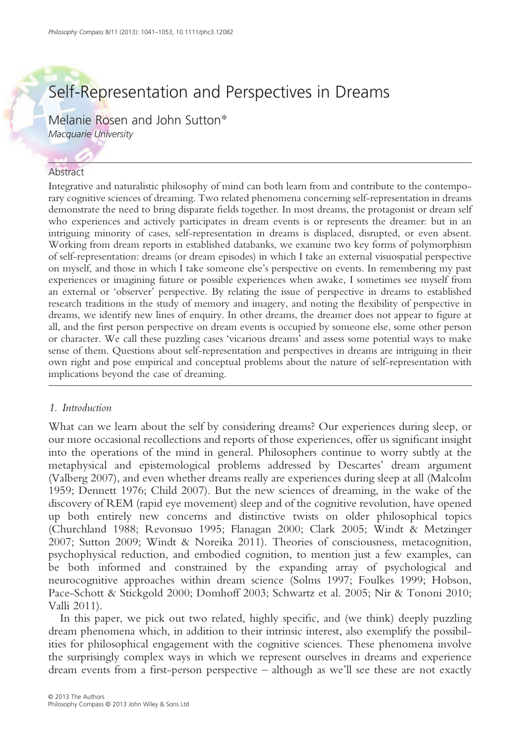# Self-Representation and Perspectives in Dreams

Melanie Rosen and John Sutton*
*Macquarie University*

## Abstract

Integrative and naturalistic philosophy of mind can both learn from and contribute to the contemporary cognitive sciences of dreaming. Two related phenomena concerning self-representation in dreams demonstrate the need to bring disparate fields together. In most dreams, the protagonist or dream self who experiences and actively participates in dream events is or represents the dreamer: but in an intriguing minority of cases, self-representation in dreams is displaced, disrupted, or even absent. Working from dream reports in established databanks, we examine two key forms of polymorphism of self-representation: dreams (or dream episodes) in which I take an external visuospatial perspective on myself, and those in which I take someone else's perspective on events. In remembering my past experiences or imagining future or possible experiences when awake, I sometimes see myself from an external or 'observer' perspective. By relating the issue of perspective in dreams to established research traditions in the study of memory and imagery, and noting the flexibility of perspective in dreams, we identify new lines of enquiry. In other dreams, the dreamer does not appear to figure at all, and the first person perspective on dream events is occupied by someone else, some other person or character. We call these puzzling cases 'vicarious dreams' and assess some potential ways to make sense of them. Questions about self-representation and perspectives in dreams are intriguing in their own right and pose empirical and conceptual problems about the nature of self-representation with implications beyond the case of dreaming.

## *1. Introduction*

What can we learn about the self by considering dreams? Our experiences during sleep, or our more occasional recollections and reports of those experiences, offer us significant insight into the operations of the mind in general. Philosophers continue to worry subtly at the metaphysical and epistemological problems addressed by Descartes' dream argument (Valberg 2007), and even whether dreams really are experiences during sleep at all (Malcolm 1959; Dennett 1976; Child 2007). But the new sciences of dreaming, in the wake of the discovery of REM (rapid eye movement) sleep and of the cognitive revolution, have opened up both entirely new concerns and distinctive twists on older philosophical topics (Churchland 1988; Revonsuo 1995; Flanagan 2000; Clark 2005; Windt & Metzinger 2007; Sutton 2009; Windt & Noreika 2011). Theories of consciousness, metacognition, psychophysical reduction, and embodied cognition, to mention just a few examples, can be both informed and constrained by the expanding array of psychological and neurocognitive approaches within dream science (Solms 1997; Foulkes 1999; Hobson, Pace-Schott & Stickgold 2000; Domhoff 2003; Schwartz et al. 2005; Nir & Tononi 2010; Valli 2011).

In this paper, we pick out two related, highly specific, and (we think) deeply puzzling dream phenomena which, in addition to their intrinsic interest, also exemplify the possibilities for philosophical engagement with the cognitive sciences. These phenomena involve the surprisingly complex ways in which we represent ourselves in dreams and experience dream events from a first-person perspective – although as we'll see these are not exactly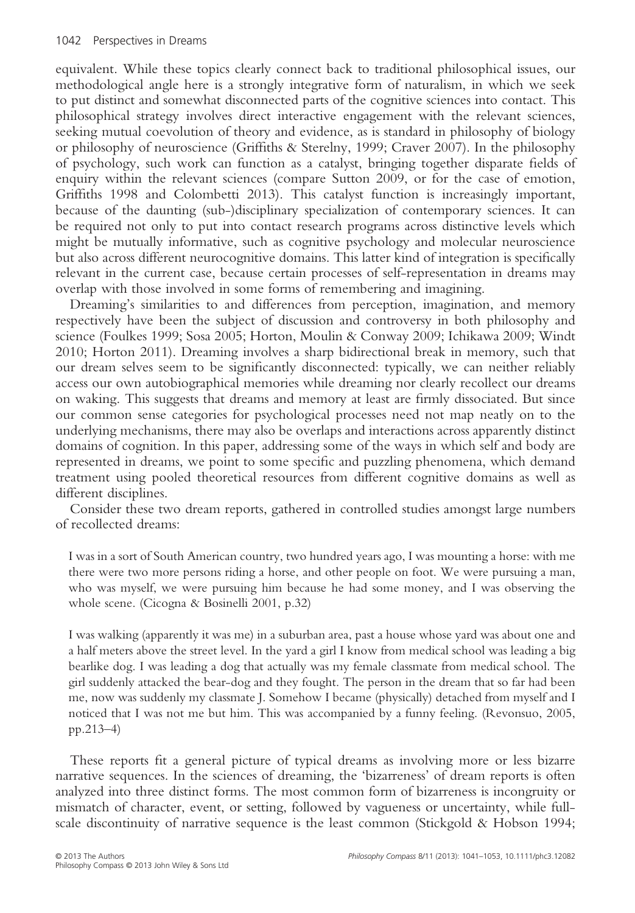equivalent. While these topics clearly connect back to traditional philosophical issues, our methodological angle here is a strongly integrative form of naturalism, in which we seek to put distinct and somewhat disconnected parts of the cognitive sciences into contact. This philosophical strategy involves direct interactive engagement with the relevant sciences, seeking mutual coevolution of theory and evidence, as is standard in philosophy of biology or philosophy of neuroscience (Griffiths & Sterelny, 1999; Craver 2007). In the philosophy of psychology, such work can function as a catalyst, bringing together disparate fields of enquiry within the relevant sciences (compare Sutton 2009, or for the case of emotion, Griffiths 1998 and Colombetti 2013). This catalyst function is increasingly important, because of the daunting (sub-)disciplinary specialization of contemporary sciences. It can be required not only to put into contact research programs across distinctive levels which might be mutually informative, such as cognitive psychology and molecular neuroscience but also across different neurocognitive domains. This latter kind of integration is specifically relevant in the current case, because certain processes of self-representation in dreams may overlap with those involved in some forms of remembering and imagining.

Dreaming's similarities to and differences from perception, imagination, and memory respectively have been the subject of discussion and controversy in both philosophy and science (Foulkes 1999; Sosa 2005; Horton, Moulin & Conway 2009; Ichikawa 2009; Windt 2010; Horton 2011). Dreaming involves a sharp bidirectional break in memory, such that our dream selves seem to be significantly disconnected: typically, we can neither reliably access our own autobiographical memories while dreaming nor clearly recollect our dreams on waking. This suggests that dreams and memory at least are firmly dissociated. But since our common sense categories for psychological processes need not map neatly on to the underlying mechanisms, there may also be overlaps and interactions across apparently distinct domains of cognition. In this paper, addressing some of the ways in which self and body are represented in dreams, we point to some specific and puzzling phenomena, which demand treatment using pooled theoretical resources from different cognitive domains as well as different disciplines.

Consider these two dream reports, gathered in controlled studies amongst large numbers of recollected dreams:

> I was in a sort of South American country, two hundred years ago, I was mounting a horse: with me there were two more persons riding a horse, and other people on foot. We were pursuing a man, who was myself, we were pursuing him because he had some money, and I was observing the whole scene. (Cicogna & Bosinelli 2001, p.32)

> I was walking (apparently it was me) in a suburban area, past a house whose yard was about one and a half meters above the street level. In the yard a girl I know from medical school was leading a big bearlike dog. I was leading a dog that actually was my female classmate from medical school. The girl suddenly attacked the bear-dog and they fought. The person in the dream that so far had been me, now was suddenly my classmate J. Somehow I became (physically) detached from myself and I noticed that I was not me but him. This was accompanied by a funny feeling. (Revonsuo, 2005, pp.213–4)

These reports fit a general picture of typical dreams as involving more or less bizarre narrative sequences. In the sciences of dreaming, the 'bizarreness' of dream reports is often analyzed into three distinct forms. The most common form of bizarreness is incongruity or mismatch of character, event, or setting, followed by vagueness or uncertainty, while full-scale discontinuity of narrative sequence is the least common (Stickgold & Hobson 1994;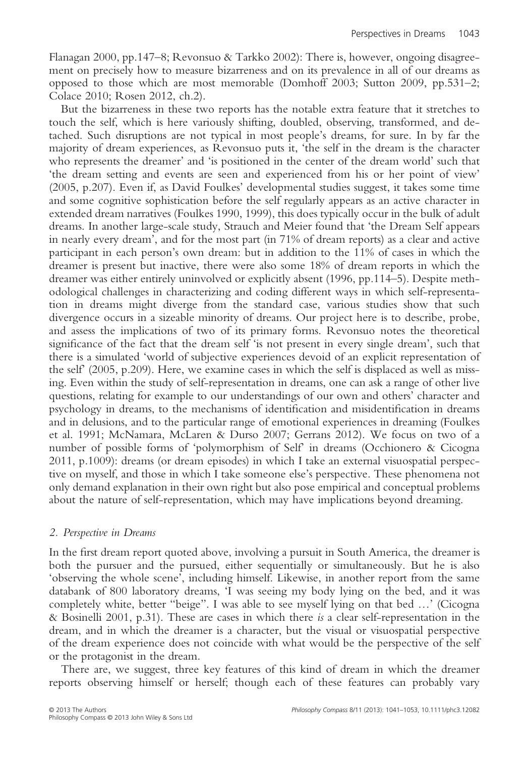Flanagan 2000, pp.147–8; Revonsuo & Tarkko 2002): There is, however, ongoing disagreement on precisely how to measure bizarreness and on its prevalence in all of our dreams as opposed to those which are most memorable (Domhoff 2003; Sutton 2009, pp.531–2; Colace 2010; Rosen 2012, ch.2).

But the bizarreness in these two reports has the notable extra feature that it stretches to touch the self, which is here variously shifting, doubled, observing, transformed, and detached. Such disruptions are not typical in most people's dreams, for sure. In by far the majority of dream experiences, as Revonsuo puts it, 'the self in the dream is the character who represents the dreamer' and 'is positioned in the center of the dream world' such that 'the dream setting and events are seen and experienced from his or her point of view' (2005, p.207). Even if, as David Foulkes' developmental studies suggest, it takes some time and some cognitive sophistication before the self regularly appears as an active character in extended dream narratives (Foulkes 1990, 1999), this does typically occur in the bulk of adult dreams. In another large-scale study, Strauch and Meier found that 'the Dream Self appears in nearly every dream', and for the most part (in 71% of dream reports) as a clear and active participant in each person's own dream: but in addition to the 11% of cases in which the dreamer is present but inactive, there were also some 18% of dream reports in which the dreamer was either entirely uninvolved or explicitly absent (1996, pp.114–5). Despite methodological challenges in characterizing and coding different ways in which self-representation in dreams might diverge from the standard case, various studies show that such divergence occurs in a sizeable minority of dreams. Our project here is to describe, probe, and assess the implications of two of its primary forms. Revonsuo notes the theoretical significance of the fact that the dream self 'is not present in every single dream', such that there is a simulated 'world of subjective experiences devoid of an explicit representation of the self' (2005, p.209). Here, we examine cases in which the self is displaced as well as missing. Even within the study of self-representation in dreams, one can ask a range of other live questions, relating for example to our understandings of our own and others' character and psychology in dreams, to the mechanisms of identification and misidentification in dreams and in delusions, and to the particular range of emotional experiences in dreaming (Foulkes et al. 1991; McNamara, McLaren & Durso 2007; Gerrans 2012). We focus on two of a number of possible forms of 'polymorphism of Self' in dreams (Occhionero & Cicogna 2011, p.1009): dreams (or dream episodes) in which I take an external visuospatial perspective on myself, and those in which I take someone else's perspective. These phenomena not only demand explanation in their own right but also pose empirical and conceptual problems about the nature of self-representation, which may have implications beyond dreaming.

## 2. Perspective in Dreams

In the first dream report quoted above, involving a pursuit in South America, the dreamer is both the pursuer and the pursued, either sequentially or simultaneously. But he is also 'observing the whole scene', including himself. Likewise, in another report from the same databank of 800 laboratory dreams, 'I was seeing my body lying on the bed, and it was completely white, better "beige". I was able to see myself lying on that bed …' (Cicogna & Bosinelli 2001, p.31). These are cases in which there *is* a clear self-representation in the dream, and in which the dreamer is a character, but the visual or visuospatial perspective of the dream experience does not coincide with what would be the perspective of the self or the protagonist in the dream.

There are, we suggest, three key features of this kind of dream in which the dreamer reports observing himself or herself; though each of these features can probably vary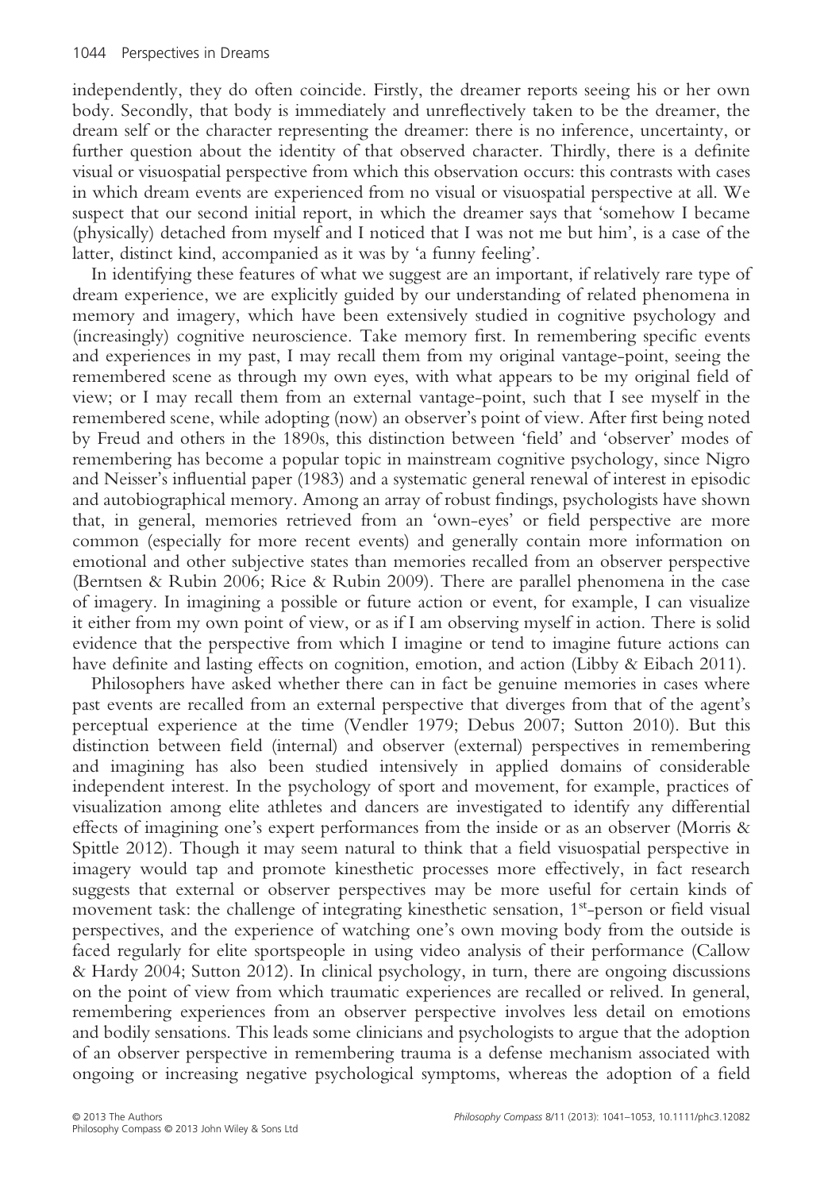independently, they do often coincide. Firstly, the dreamer reports seeing his or her own body. Secondly, that body is immediately and unreflectively taken to be the dreamer, the dream self or the character representing the dreamer: there is no inference, uncertainty, or further question about the identity of that observed character. Thirdly, there is a definite visual or visuospatial perspective from which this observation occurs: this contrasts with cases in which dream events are experienced from no visual or visuospatial perspective at all. We suspect that our second initial report, in which the dreamer says that 'somehow I became (physically) detached from myself and I noticed that I was not me but him', is a case of the latter, distinct kind, accompanied as it was by 'a funny feeling'.

In identifying these features of what we suggest are an important, if relatively rare type of dream experience, we are explicitly guided by our understanding of related phenomena in memory and imagery, which have been extensively studied in cognitive psychology and (increasingly) cognitive neuroscience. Take memory first. In remembering specific events and experiences in my past, I may recall them from my original vantage-point, seeing the remembered scene as through my own eyes, with what appears to be my original field of view; or I may recall them from an external vantage-point, such that I see myself in the remembered scene, while adopting (now) an observer's point of view. After first being noted by Freud and others in the 1890s, this distinction between 'field' and 'observer' modes of remembering has become a popular topic in mainstream cognitive psychology, since Nigro and Neisser's influential paper (1983) and a systematic general renewal of interest in episodic and autobiographical memory. Among an array of robust findings, psychologists have shown that, in general, memories retrieved from an 'own-eyes' or field perspective are more common (especially for more recent events) and generally contain more information on emotional and other subjective states than memories recalled from an observer perspective (Berntsen & Rubin 2006; Rice & Rubin 2009). There are parallel phenomena in the case of imagery. In imagining a possible or future action or event, for example, I can visualize it either from my own point of view, or as if I am observing myself in action. There is solid evidence that the perspective from which I imagine or tend to imagine future actions can have definite and lasting effects on cognition, emotion, and action (Libby & Eibach 2011).

Philosophers have asked whether there can in fact be genuine memories in cases where past events are recalled from an external perspective that diverges from that of the agent's perceptual experience at the time (Vendler 1979; Debus 2007; Sutton 2010). But this distinction between field (internal) and observer (external) perspectives in remembering and imagining has also been studied intensively in applied domains of considerable independent interest. In the psychology of sport and movement, for example, practices of visualization among elite athletes and dancers are investigated to identify any differential effects of imagining one's expert performances from the inside or as an observer (Morris & Spittle 2012). Though it may seem natural to think that a field visuospatial perspective in imagery would tap and promote kinesthetic processes more effectively, in fact research suggests that external or observer perspectives may be more useful for certain kinds of movement task: the challenge of integrating kinesthetic sensation, 1st-person or field visual perspectives, and the experience of watching one's own moving body from the outside is faced regularly for elite sportspeople in using video analysis of their performance (Callow & Hardy 2004; Sutton 2012). In clinical psychology, in turn, there are ongoing discussions on the point of view from which traumatic experiences are recalled or relived. In general, remembering experiences from an observer perspective involves less detail on emotions and bodily sensations. This leads some clinicians and psychologists to argue that the adoption of an observer perspective in remembering trauma is a defense mechanism associated with ongoing or increasing negative psychological symptoms, whereas the adoption of a field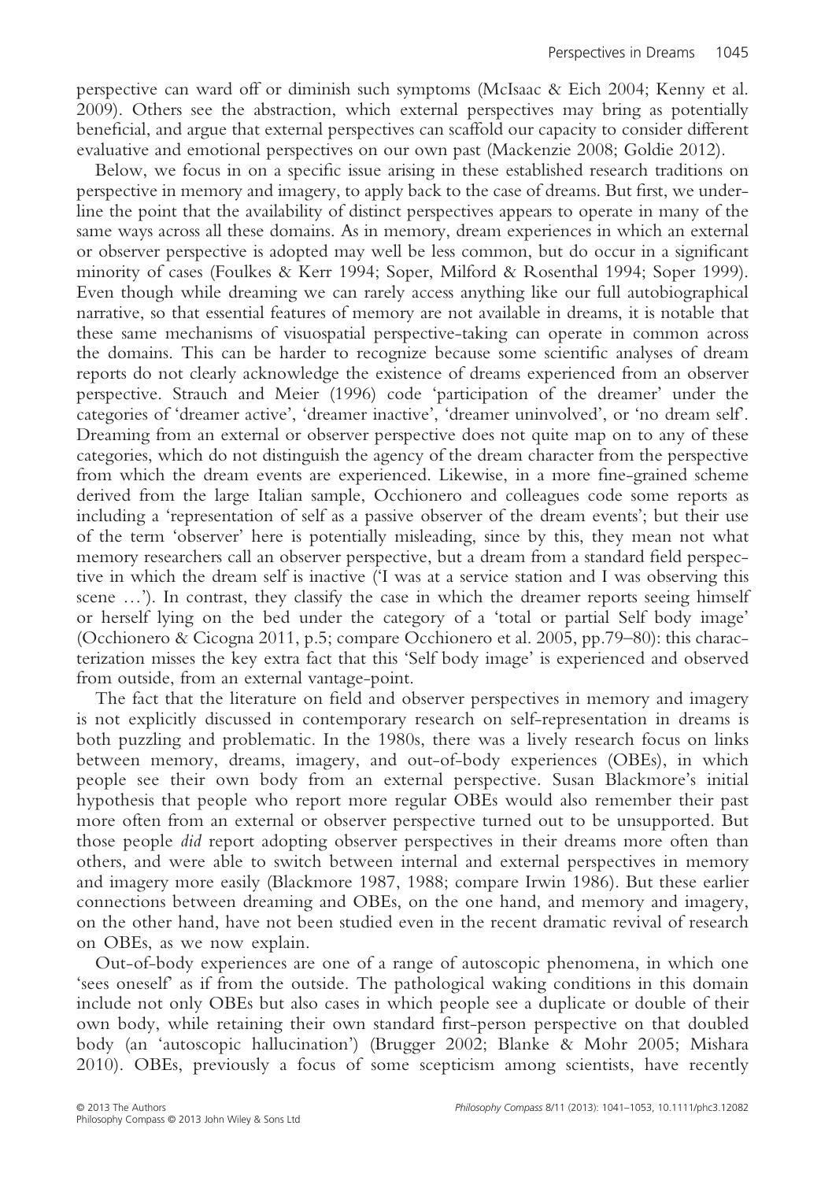perspective can ward off or diminish such symptoms (McIsaac & Eich 2004; Kenny et al. 2009). Others see the abstraction, which external perspectives may bring as potentially beneficial, and argue that external perspectives can scaffold our capacity to consider different evaluative and emotional perspectives on our own past (Mackenzie 2008; Goldie 2012).

Below, we focus in on a specific issue arising in these established research traditions on perspective in memory and imagery, to apply back to the case of dreams. But first, we underline the point that the availability of distinct perspectives appears to operate in many of the same ways across all these domains. As in memory, dream experiences in which an external or observer perspective is adopted may well be less common, but do occur in a significant minority of cases (Foulkes & Kerr 1994; Soper, Milford & Rosenthal 1994; Soper 1999). Even though while dreaming we can rarely access anything like our full autobiographical narrative, so that essential features of memory are not available in dreams, it is notable that these same mechanisms of visuospatial perspective-taking can operate in common across the domains. This can be harder to recognize because some scientific analyses of dream reports do not clearly acknowledge the existence of dreams experienced from an observer perspective. Strauch and Meier (1996) code 'participation of the dreamer' under the categories of 'dreamer active', 'dreamer inactive', 'dreamer uninvolved', or 'no dream self'. Dreaming from an external or observer perspective does not quite map on to any of these categories, which do not distinguish the agency of the dream character from the perspective from which the dream events are experienced. Likewise, in a more fine-grained scheme derived from the large Italian sample, Occhionero and colleagues code some reports as including a 'representation of self as a passive observer of the dream events'; but their use of the term 'observer' here is potentially misleading, since by this, they mean not what memory researchers call an observer perspective, but a dream from a standard field perspective in which the dream self is inactive ('I was at a service station and I was observing this scene …'). In contrast, they classify the case in which the dreamer reports seeing himself or herself lying on the bed under the category of a 'total or partial Self body image' (Occhionero & Cicogna 2011, p.5; compare Occhionero et al. 2005, pp.79–80): this characterization misses the key extra fact that this 'Self body image' is experienced and observed from outside, from an external vantage-point.

The fact that the literature on field and observer perspectives in memory and imagery is not explicitly discussed in contemporary research on self-representation in dreams is both puzzling and problematic. In the 1980s, there was a lively research focus on links between memory, dreams, imagery, and out-of-body experiences (OBEs), in which people see their own body from an external perspective. Susan Blackmore's initial hypothesis that people who report more regular OBEs would also remember their past more often from an external or observer perspective turned out to be unsupported. But those people *did* report adopting observer perspectives in their dreams more often than others, and were able to switch between internal and external perspectives in memory and imagery more easily (Blackmore 1987, 1988; compare Irwin 1986). But these earlier connections between dreaming and OBEs, on the one hand, and memory and imagery, on the other hand, have not been studied even in the recent dramatic revival of research on OBEs, as we now explain.

Out-of-body experiences are one of a range of autoscopic phenomena, in which one 'sees oneself' as if from the outside. The pathological waking conditions in this domain include not only OBEs but also cases in which people see a duplicate or double of their own body, while retaining their own standard first-person perspective on that doubled body (an 'autoscopic hallucination') (Brugger 2002; Blanke & Mohr 2005; Mishara 2010). OBEs, previously a focus of some scepticism among scientists, have recently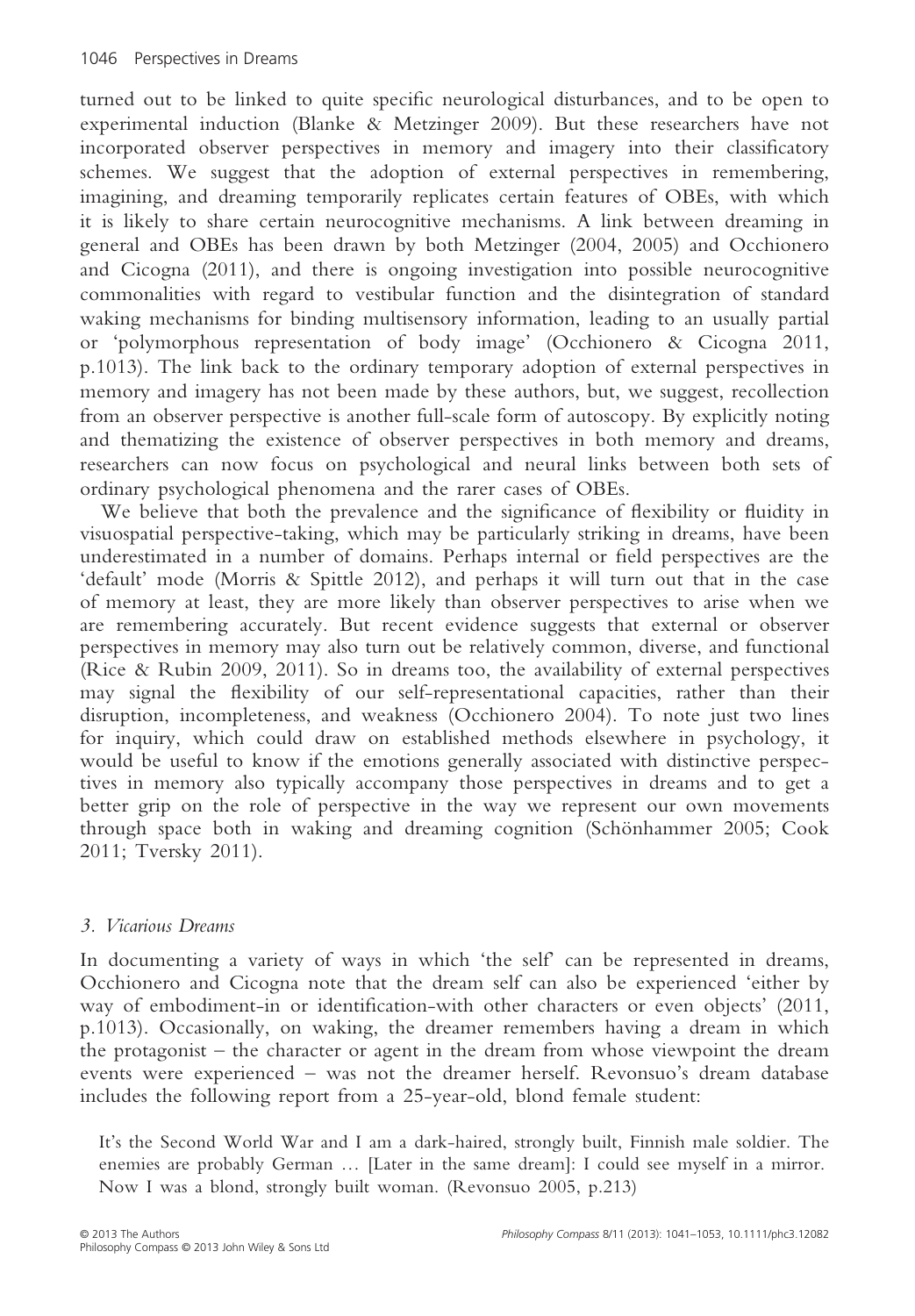turned out to be linked to quite specific neurological disturbances, and to be open to experimental induction (Blanke & Metzinger 2009). But these researchers have not incorporated observer perspectives in memory and imagery into their classificatory schemes. We suggest that the adoption of external perspectives in remembering, imagining, and dreaming temporarily replicates certain features of OBEs, with which it is likely to share certain neurocognitive mechanisms. A link between dreaming in general and OBEs has been drawn by both Metzinger (2004, 2005) and Occhionero and Cicogna (2011), and there is ongoing investigation into possible neurocognitive commonalities with regard to vestibular function and the disintegration of standard waking mechanisms for binding multisensory information, leading to an usually partial or 'polymorphous representation of body image' (Occhionero & Cicogna 2011, p.1013). The link back to the ordinary temporary adoption of external perspectives in memory and imagery has not been made by these authors, but, we suggest, recollection from an observer perspective is another full-scale form of autoscopy. By explicitly noting and thematizing the existence of observer perspectives in both memory and dreams, researchers can now focus on psychological and neural links between both sets of ordinary psychological phenomena and the rarer cases of OBEs.

We believe that both the prevalence and the significance of flexibility or fluidity in visuospatial perspective-taking, which may be particularly striking in dreams, have been underestimated in a number of domains. Perhaps internal or field perspectives are the 'default' mode (Morris & Spittle 2012), and perhaps it will turn out that in the case of memory at least, they are more likely than observer perspectives to arise when we are remembering accurately. But recent evidence suggests that external or observer perspectives in memory may also turn out be relatively common, diverse, and functional (Rice & Rubin 2009, 2011). So in dreams too, the availability of external perspectives may signal the flexibility of our self-representational capacities, rather than their disruption, incompleteness, and weakness (Occhionero 2004). To note just two lines for inquiry, which could draw on established methods elsewhere in psychology, it would be useful to know if the emotions generally associated with distinctive perspectives in memory also typically accompany those perspectives in dreams and to get a better grip on the role of perspective in the way we represent our own movements through space both in waking and dreaming cognition (Schönhammer 2005; Cook 2011; Tversky 2011).

### *3. Vicarious Dreams*

In documenting a variety of ways in which 'the self' can be represented in dreams, Occhionero and Cicogna note that the dream self can also be experienced 'either by way of embodiment-in or identification-with other characters or even objects' (2011, p.1013). Occasionally, on waking, the dreamer remembers having a dream in which the protagonist – the character or agent in the dream from whose viewpoint the dream events were experienced – was not the dreamer herself. Revonsuo's dream database includes the following report from a 25-year-old, blond female student:

> It's the Second World War and I am a dark-haired, strongly built, Finnish male soldier. The enemies are probably German … [Later in the same dream]: I could see myself in a mirror. Now I was a blond, strongly built woman. (Revonsuo 2005, p.213)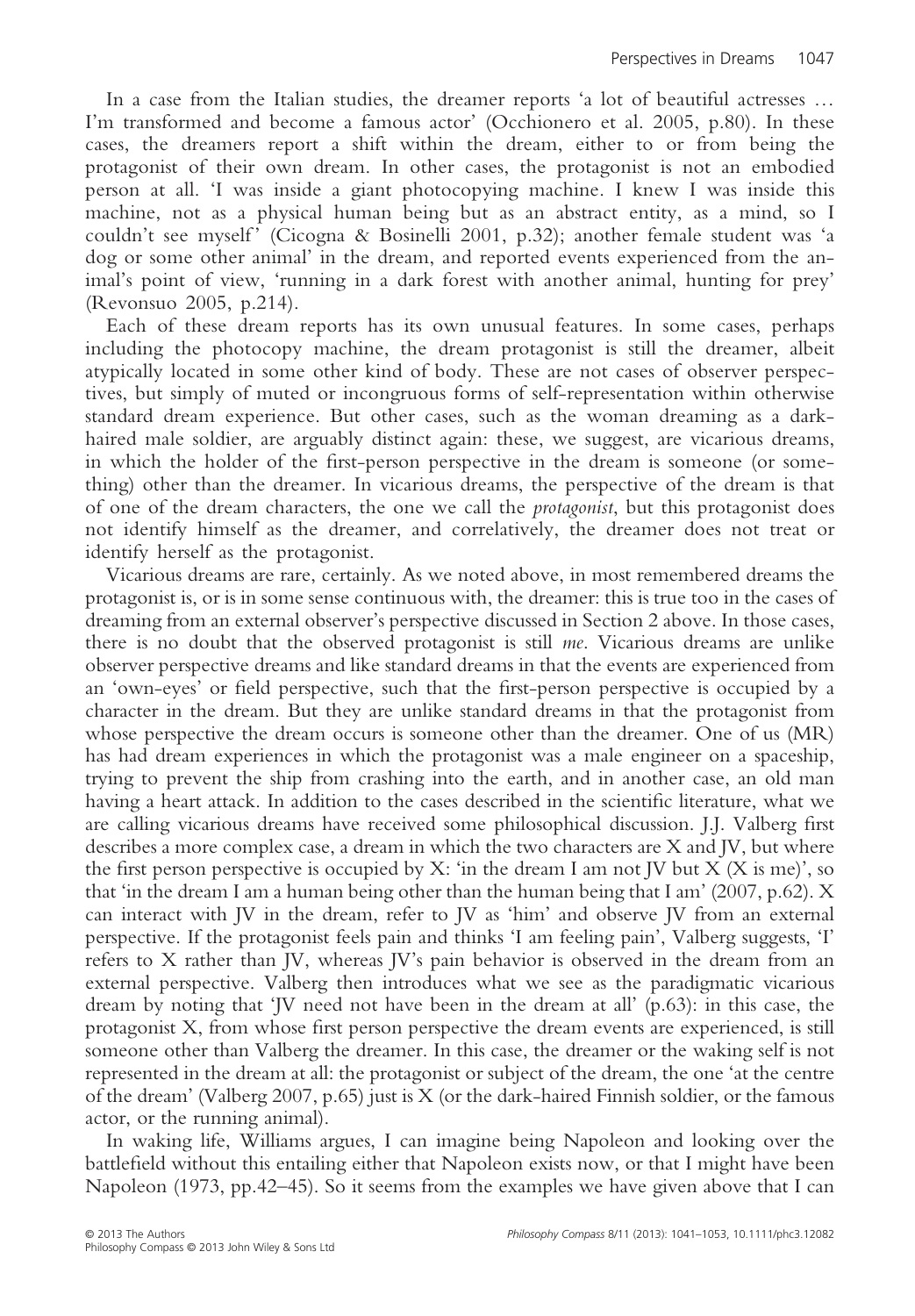In a case from the Italian studies, the dreamer reports 'a lot of beautiful actresses … I'm transformed and become a famous actor' (Occhionero et al. 2005, p.80). In these cases, the dreamers report a shift within the dream, either to or from being the protagonist of their own dream. In other cases, the protagonist is not an embodied person at all. 'I was inside a giant photocopying machine. I knew I was inside this machine, not as a physical human being but as an abstract entity, as a mind, so I couldn't see myself' (Cicogna & Bosinelli 2001, p.32); another female student was 'a dog or some other animal' in the dream, and reported events experienced from the animal's point of view, 'running in a dark forest with another animal, hunting for prey' (Revonsuo 2005, p.214).

Each of these dream reports has its own unusual features. In some cases, perhaps including the photocopy machine, the dream protagonist is still the dreamer, albeit atypically located in some other kind of body. These are not cases of observer perspectives, but simply of muted or incongruous forms of self-representation within otherwise standard dream experience. But other cases, such as the woman dreaming as a dark-haired male soldier, are arguably distinct again: these, we suggest, are vicarious dreams, in which the holder of the first-person perspective in the dream is someone (or something) other than the dreamer. In vicarious dreams, the perspective of the dream is that of one of the dream characters, the one we call the *protagonist*, but this protagonist does not identify himself as the dreamer, and correlatively, the dreamer does not treat or identify herself as the protagonist.

Vicarious dreams are rare, certainly. As we noted above, in most remembered dreams the protagonist is, or is in some sense continuous with, the dreamer: this is true too in the cases of dreaming from an external observer's perspective discussed in Section 2 above. In those cases, there is no doubt that the observed protagonist is still *me*. Vicarious dreams are unlike observer perspective dreams and like standard dreams in that the events are experienced from an 'own-eyes' or field perspective, such that the first-person perspective is occupied by a character in the dream. But they are unlike standard dreams in that the protagonist from whose perspective the dream occurs is someone other than the dreamer. One of us (MR) has had dream experiences in which the protagonist was a male engineer on a spaceship, trying to prevent the ship from crashing into the earth, and in another case, an old man having a heart attack. In addition to the cases described in the scientific literature, what we are calling vicarious dreams have received some philosophical discussion. J.J. Valberg first describes a more complex case, a dream in which the two characters are X and JV, but where the first person perspective is occupied by X: 'in the dream I am not JV but X (X is me)', so that 'in the dream I am a human being other than the human being that I am' (2007, p.62). X can interact with JV in the dream, refer to JV as 'him' and observe JV from an external perspective. If the protagonist feels pain and thinks 'I am feeling pain', Valberg suggests, 'I' refers to X rather than JV, whereas JV's pain behavior is observed in the dream from an external perspective. Valberg then introduces what we see as the paradigmatic vicarious dream by noting that 'JV need not have been in the dream at all' (p.63): in this case, the protagonist X, from whose first person perspective the dream events are experienced, is still someone other than Valberg the dreamer. In this case, the dreamer or the waking self is not represented in the dream at all: the protagonist or subject of the dream, the one 'at the centre of the dream' (Valberg 2007, p.65) just is X (or the dark-haired Finnish soldier, or the famous actor, or the running animal).

In waking life, Williams argues, I can imagine being Napoleon and looking over the battlefield without this entailing either that Napoleon exists now, or that I might have been Napoleon (1973, pp.42–45). So it seems from the examples we have given above that I can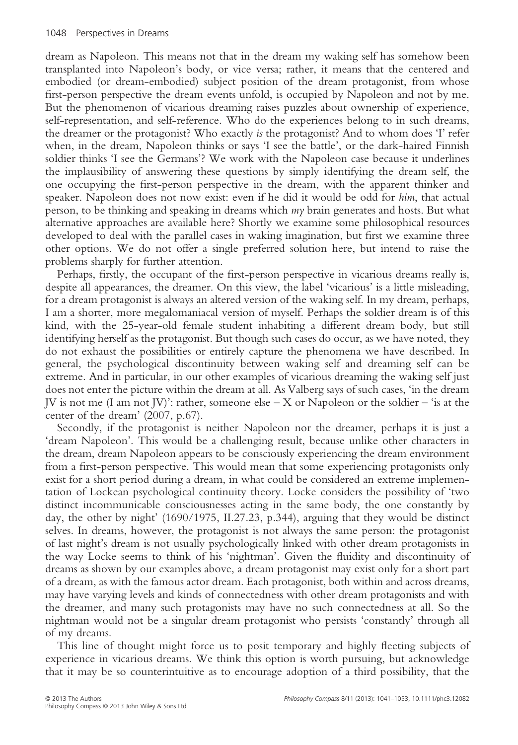dream as Napoleon. This means not that in the dream my waking self has somehow been transplanted into Napoleon's body, or vice versa; rather, it means that the centered and embodied (or dream-embodied) subject position of the dream protagonist, from whose first-person perspective the dream events unfold, is occupied by Napoleon and not by me. But the phenomenon of vicarious dreaming raises puzzles about ownership of experience, self-representation, and self-reference. Who do the experiences belong to in such dreams, the dreamer or the protagonist? Who exactly *is* the protagonist? And to whom does 'I' refer when, in the dream, Napoleon thinks or says 'I see the battle', or the dark-haired Finnish soldier thinks 'I see the Germans'? We work with the Napoleon case because it underlines the implausibility of answering these questions by simply identifying the dream self, the one occupying the first-person perspective in the dream, with the apparent thinker and speaker. Napoleon does not now exist: even if he did it would be odd for *him*, that actual person, to be thinking and speaking in dreams which *my* brain generates and hosts. But what alternative approaches are available here? Shortly we examine some philosophical resources developed to deal with the parallel cases in waking imagination, but first we examine three other options. We do not offer a single preferred solution here, but intend to raise the problems sharply for further attention.

Perhaps, firstly, the occupant of the first-person perspective in vicarious dreams really is, despite all appearances, the dreamer. On this view, the label 'vicarious' is a little misleading, for a dream protagonist is always an altered version of the waking self. In my dream, perhaps, I am a shorter, more megalomaniacal version of myself. Perhaps the soldier dream is of this kind, with the 25-year-old female student inhabiting a different dream body, but still identifying herself as the protagonist. But though such cases do occur, as we have noted, they do not exhaust the possibilities or entirely capture the phenomena we have described. In general, the psychological discontinuity between waking self and dreaming self can be extreme. And in particular, in our other examples of vicarious dreaming the waking self just does not enter the picture within the dream at all. As Valberg says of such cases, 'in the dream JV is not me (I am not JV)': rather, someone else – X or Napoleon or the soldier – 'is at the center of the dream' (2007, p.67).

Secondly, if the protagonist is neither Napoleon nor the dreamer, perhaps it is just a 'dream Napoleon'. This would be a challenging result, because unlike other characters in the dream, dream Napoleon appears to be consciously experiencing the dream environment from a first-person perspective. This would mean that some experiencing protagonists only exist for a short period during a dream, in what could be considered an extreme implementation of Lockean psychological continuity theory. Locke considers the possibility of 'two distinct incommunicable consciousnesses acting in the same body, the one constantly by day, the other by night' (1690/1975, II.27.23, p.344), arguing that they would be distinct selves. In dreams, however, the protagonist is not always the same person: the protagonist of last night's dream is not usually psychologically linked with other dream protagonists in the way Locke seems to think of his 'nightman'. Given the fluidity and discontinuity of dreams as shown by our examples above, a dream protagonist may exist only for a short part of a dream, as with the famous actor dream. Each protagonist, both within and across dreams, may have varying levels and kinds of connectedness with other dream protagonists and with the dreamer, and many such protagonists may have no such connectedness at all. So the nightman would not be a singular dream protagonist who persists 'constantly' through all of my dreams.

This line of thought might force us to posit temporary and highly fleeting subjects of experience in vicarious dreams. We think this option is worth pursuing, but acknowledge that it may be so counterintuitive as to encourage adoption of a third possibility, that the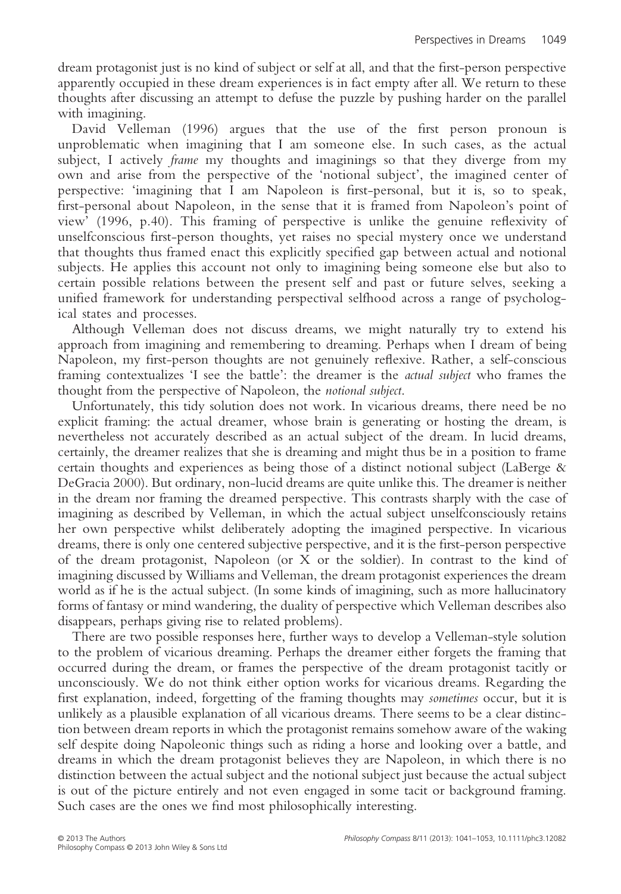dream protagonist just is no kind of subject or self at all, and that the first-person perspective apparently occupied in these dream experiences is in fact empty after all. We return to these thoughts after discussing an attempt to defuse the puzzle by pushing harder on the parallel with imagining.

David Velleman (1996) argues that the use of the first person pronoun is unproblematic when imagining that I am someone else. In such cases, as the actual subject, I actively *frame* my thoughts and imaginings so that they diverge from my own and arise from the perspective of the 'notional subject', the imagined center of perspective: 'imagining that I am Napoleon is first-personal, but it is, so to speak, first-personal about Napoleon, in the sense that it is framed from Napoleon's point of view' (1996, p.40). This framing of perspective is unlike the genuine reflexivity of unselfconscious first-person thoughts, yet raises no special mystery once we understand that thoughts thus framed enact this explicitly specified gap between actual and notional subjects. He applies this account not only to imagining being someone else but also to certain possible relations between the present self and past or future selves, seeking a unified framework for understanding perspectival selfhood across a range of psychological states and processes.

Although Velleman does not discuss dreams, we might naturally try to extend his approach from imagining and remembering to dreaming. Perhaps when I dream of being Napoleon, my first-person thoughts are not genuinely reflexive. Rather, a self-conscious framing contextualizes 'I see the battle': the dreamer is the *actual subject* who frames the thought from the perspective of Napoleon, the *notional subject*.

Unfortunately, this tidy solution does not work. In vicarious dreams, there need be no explicit framing: the actual dreamer, whose brain is generating or hosting the dream, is nevertheless not accurately described as an actual subject of the dream. In lucid dreams, certainly, the dreamer realizes that she is dreaming and might thus be in a position to frame certain thoughts and experiences as being those of a distinct notional subject (LaBerge & DeGracia 2000). But ordinary, non-lucid dreams are quite unlike this. The dreamer is neither in the dream nor framing the dreamed perspective. This contrasts sharply with the case of imagining as described by Velleman, in which the actual subject unselfconsciously retains her own perspective whilst deliberately adopting the imagined perspective. In vicarious dreams, there is only one centered subjective perspective, and it is the first-person perspective of the dream protagonist, Napoleon (or X or the soldier). In contrast to the kind of imagining discussed by Williams and Velleman, the dream protagonist experiences the dream world as if he is the actual subject. (In some kinds of imagining, such as more hallucinatory forms of fantasy or mind wandering, the duality of perspective which Velleman describes also disappears, perhaps giving rise to related problems).

There are two possible responses here, further ways to develop a Velleman-style solution to the problem of vicarious dreaming. Perhaps the dreamer either forgets the framing that occurred during the dream, or frames the perspective of the dream protagonist tacitly or unconsciously. We do not think either option works for vicarious dreams. Regarding the first explanation, indeed, forgetting of the framing thoughts may *sometimes* occur, but it is unlikely as a plausible explanation of all vicarious dreams. There seems to be a clear distinction between dream reports in which the protagonist remains somehow aware of the waking self despite doing Napoleonic things such as riding a horse and looking over a battle, and dreams in which the dream protagonist believes they are Napoleon, in which there is no distinction between the actual subject and the notional subject just because the actual subject is out of the picture entirely and not even engaged in some tacit or background framing. Such cases are the ones we find most philosophically interesting.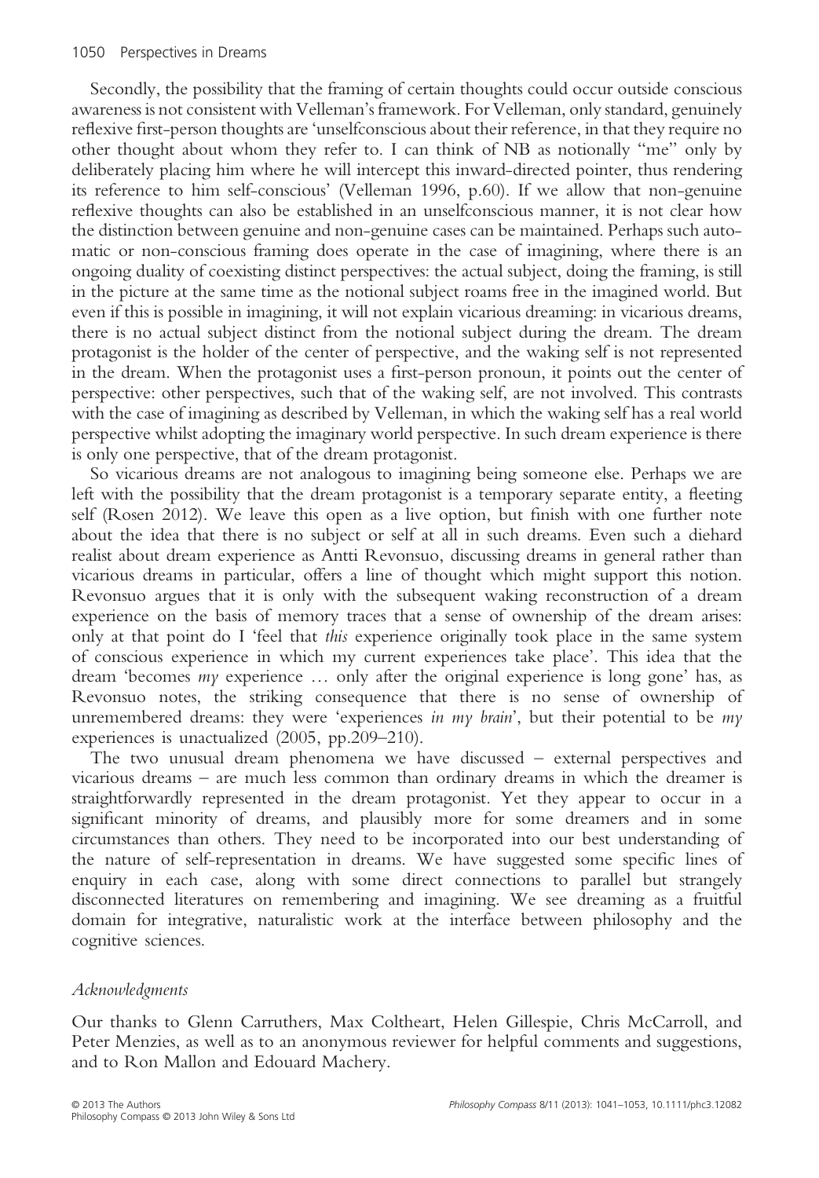Secondly, the possibility that the framing of certain thoughts could occur outside conscious awareness is not consistent with Velleman's framework. For Velleman, only standard, genuinely reflexive first-person thoughts are 'unselfconscious about their reference, in that they require no other thought about whom they refer to. I can think of NB as notionally "me" only by deliberately placing him where he will intercept this inward-directed pointer, thus rendering its reference to him self-conscious' (Velleman 1996, p.60). If we allow that non-genuine reflexive thoughts can also be established in an unselfconscious manner, it is not clear how the distinction between genuine and non-genuine cases can be maintained. Perhaps such automatic or non-conscious framing does operate in the case of imagining, where there is an ongoing duality of coexisting distinct perspectives: the actual subject, doing the framing, is still in the picture at the same time as the notional subject roams free in the imagined world. But even if this is possible in imagining, it will not explain vicarious dreaming: in vicarious dreams, there is no actual subject distinct from the notional subject during the dream. The dream protagonist is the holder of the center of perspective, and the waking self is not represented in the dream. When the protagonist uses a first-person pronoun, it points out the center of perspective: other perspectives, such that of the waking self, are not involved. This contrasts with the case of imagining as described by Velleman, in which the waking self has a real world perspective whilst adopting the imaginary world perspective. In such dream experience is there is only one perspective, that of the dream protagonist.

So vicarious dreams are not analogous to imagining being someone else. Perhaps we are left with the possibility that the dream protagonist is a temporary separate entity, a fleeting self (Rosen 2012). We leave this open as a live option, but finish with one further note about the idea that there is no subject or self at all in such dreams. Even such a diehard realist about dream experience as Antti Revonsuo, discussing dreams in general rather than vicarious dreams in particular, offers a line of thought which might support this notion. Revonsuo argues that it is only with the subsequent waking reconstruction of a dream experience on the basis of memory traces that a sense of ownership of the dream arises: only at that point do I 'feel that *this* experience originally took place in the same system of conscious experience in which my current experiences take place'. This idea that the dream 'becomes *my* experience … only after the original experience is long gone' has, as Revonsuo notes, the striking consequence that there is no sense of ownership of unremembered dreams: they were 'experiences *in my brain*', but their potential to be *my* experiences is unactualized (2005, pp.209–210).

The two unusual dream phenomena we have discussed – external perspectives and vicarious dreams – are much less common than ordinary dreams in which the dreamer is straightforwardly represented in the dream protagonist. Yet they appear to occur in a significant minority of dreams, and plausibly more for some dreamers and in some circumstances than others. They need to be incorporated into our best understanding of the nature of self-representation in dreams. We have suggested some specific lines of enquiry in each case, along with some direct connections to parallel but strangely disconnected literatures on remembering and imagining. We see dreaming as a fruitful domain for integrative, naturalistic work at the interface between philosophy and the cognitive sciences.

*Acknowledgments*

Our thanks to Glenn Carruthers, Max Coltheart, Helen Gillespie, Chris McCarroll, and Peter Menzies, as well as to an anonymous reviewer for helpful comments and suggestions, and to Ron Mallon and Edouard Machery.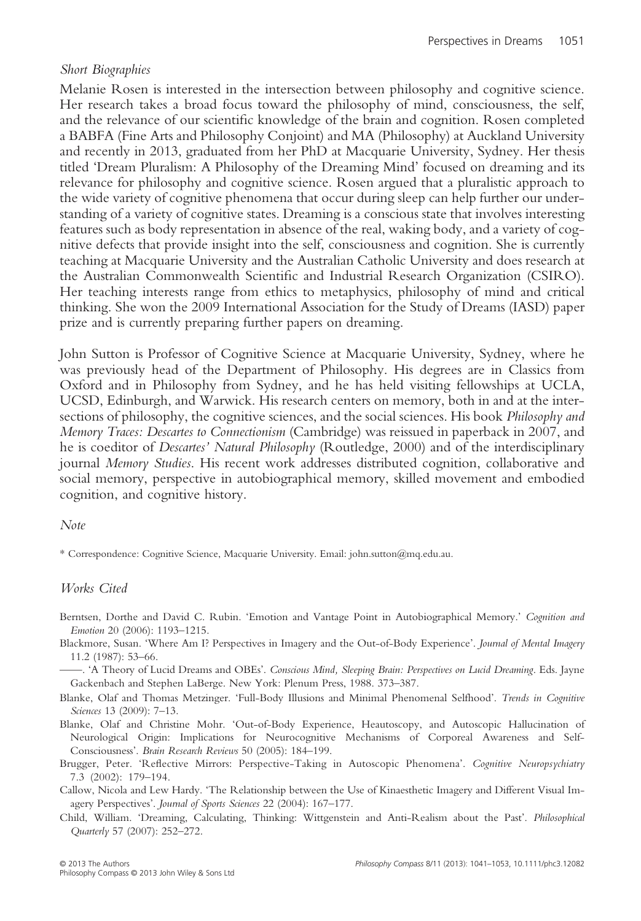### *Short Biographies*

Melanie Rosen is interested in the intersection between philosophy and cognitive science. Her research takes a broad focus toward the philosophy of mind, consciousness, the self, and the relevance of our scientific knowledge of the brain and cognition. Rosen completed a BABFA (Fine Arts and Philosophy Conjoint) and MA (Philosophy) at Auckland University and recently in 2013, graduated from her PhD at Macquarie University, Sydney. Her thesis titled 'Dream Pluralism: A Philosophy of the Dreaming Mind' focused on dreaming and its relevance for philosophy and cognitive science. Rosen argued that a pluralistic approach to the wide variety of cognitive phenomena that occur during sleep can help further our understanding of a variety of cognitive states. Dreaming is a conscious state that involves interesting features such as body representation in absence of the real, waking body, and a variety of cognitive defects that provide insight into the self, consciousness and cognition. She is currently teaching at Macquarie University and the Australian Catholic University and does research at the Australian Commonwealth Scientific and Industrial Research Organization (CSIRO). Her teaching interests range from ethics to metaphysics, philosophy of mind and critical thinking. She won the 2009 International Association for the Study of Dreams (IASD) paper prize and is currently preparing further papers on dreaming.

John Sutton is Professor of Cognitive Science at Macquarie University, Sydney, where he was previously head of the Department of Philosophy. His degrees are in Classics from Oxford and in Philosophy from Sydney, and he has held visiting fellowships at UCLA, UCSD, Edinburgh, and Warwick. His research centers on memory, both in and at the intersections of philosophy, the cognitive sciences, and the social sciences. His book *Philosophy and Memory Traces: Descartes to Connectionism* (Cambridge) was reissued in paperback in 2007, and he is coeditor of *Descartes' Natural Philosophy* (Routledge, 2000) and of the interdisciplinary journal *Memory Studies*. His recent work addresses distributed cognition, collaborative and social memory, perspective in autobiographical memory, skilled movement and embodied cognition, and cognitive history.

### *Note*

\* Correspondence: Cognitive Science, Macquarie University. Email: john.sutton@mq.edu.au.

### *Works Cited*

Berntsen, Dorthe and David C. Rubin. 'Emotion and Vantage Point in Autobiographical Memory.' *Cognition and Emotion* 20 (2006): 1193–1215.

Blackmore, Susan. 'Where Am I? Perspectives in Imagery and the Out-of-Body Experience'. *Journal of Mental Imagery* 11.2 (1987): 53–66.

——. 'A Theory of Lucid Dreams and OBEs'. *Conscious Mind, Sleeping Brain: Perspectives on Lucid Dreaming*. Eds. Jayne Gackenbach and Stephen LaBerge. New York: Plenum Press, 1988. 373–387.

Blanke, Olaf and Thomas Metzinger. 'Full-Body Illusions and Minimal Phenomenal Selfhood'. *Trends in Cognitive Sciences* 13 (2009): 7–13.

Blanke, Olaf and Christine Mohr. 'Out-of-Body Experience, Heautoscopy, and Autoscopic Hallucination of Neurological Origin: Implications for Neurocognitive Mechanisms of Corporeal Awareness and Self-Consciousness'. *Brain Research Reviews* 50 (2005): 184–199.

Brugger, Peter. 'Reflective Mirrors: Perspective-Taking in Autoscopic Phenomena'. *Cognitive Neuropsychiatry* 7.3 (2002): 179–194.

Callow, Nicola and Lew Hardy. 'The Relationship between the Use of Kinaesthetic Imagery and Different Visual Imagery Perspectives'. *Journal of Sports Sciences* 22 (2004): 167–177.

Child, William. 'Dreaming, Calculating, Thinking: Wittgenstein and Anti-Realism about the Past'. *Philosophical Quarterly* 57 (2007): 252–272.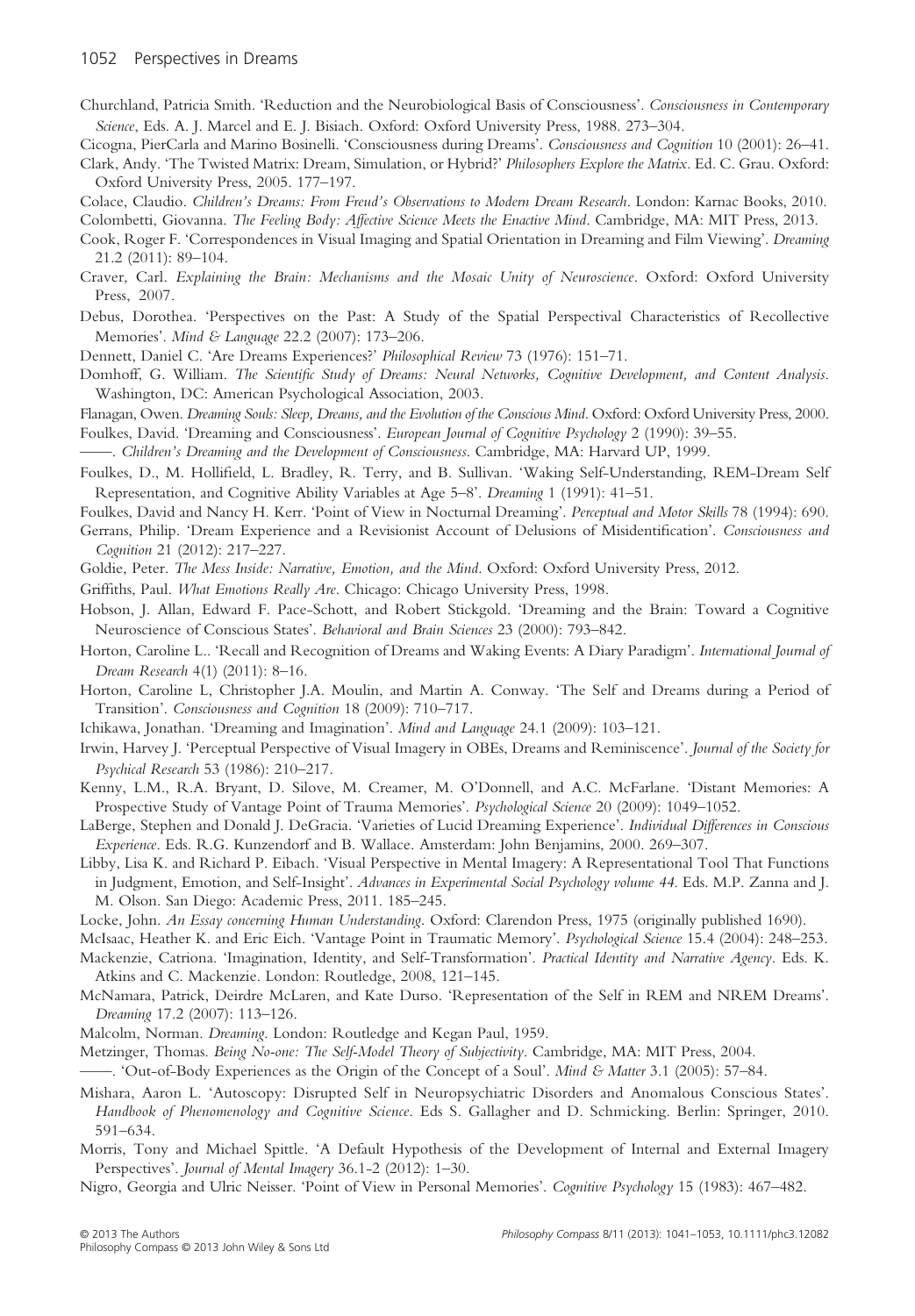Churchland, Patricia Smith. 'Reduction and the Neurobiological Basis of Consciousness'. *Consciousness in Contemporary Science*, Eds. A. J. Marcel and E. J. Bisiach. Oxford: Oxford University Press, 1988. 273–304.

Cicogna, PierCarla and Marino Bosinelli. 'Consciousness during Dreams'. *Consciousness and Cognition* 10 (2001): 26–41.

Clark, Andy. 'The Twisted Matrix: Dream, Simulation, or Hybrid?' *Philosophers Explore the Matrix*. Ed. C. Grau. Oxford: Oxford University Press, 2005. 177–197.

Colace, Claudio. *Children's Dreams: From Freud's Observations to Modern Dream Research*. London: Karnac Books, 2010.

Colombetti, Giovanna. *The Feeling Body: Affective Science Meets the Enactive Mind*. Cambridge, MA: MIT Press, 2013.

Cook, Roger F. 'Correspondences in Visual Imaging and Spatial Orientation in Dreaming and Film Viewing'. *Dreaming* 21.2 (2011): 89–104.

Craver, Carl. *Explaining the Brain: Mechanisms and the Mosaic Unity of Neuroscience*. Oxford: Oxford University Press, 2007.

Debus, Dorothea. 'Perspectives on the Past: A Study of the Spatial Perspectival Characteristics of Recollective Memories'. *Mind & Language* 22.2 (2007): 173–206.

Dennett, Daniel C. 'Are Dreams Experiences?' *Philosophical Review* 73 (1976): 151–71.

Domhoff, G. William. *The Scientific Study of Dreams: Neural Networks, Cognitive Development, and Content Analysis*. Washington, DC: American Psychological Association, 2003.

Flanagan, Owen. *Dreaming Souls: Sleep, Dreams, and the Evolution of the Conscious Mind*. Oxford: Oxford University Press, 2000.

Foulkes, David. 'Dreaming and Consciousness'. *European Journal of Cognitive Psychology* 2 (1990): 39–55.

——. *Children's Dreaming and the Development of Consciousness*. Cambridge, MA: Harvard UP, 1999.

Foulkes, D., M. Hollifield, L. Bradley, R. Terry, and B. Sullivan. 'Waking Self-Understanding, REM-Dream Self Representation, and Cognitive Ability Variables at Age 5–8'. *Dreaming* 1 (1991): 41–51.

Foulkes, David and Nancy H. Kerr. 'Point of View in Nocturnal Dreaming'. *Perceptual and Motor Skills* 78 (1994): 690.

Gerrans, Philip. 'Dream Experience and a Revisionist Account of Delusions of Misidentification'. *Consciousness and Cognition* 21 (2012): 217–227.

Goldie, Peter. *The Mess Inside: Narrative, Emotion, and the Mind*. Oxford: Oxford University Press, 2012.

Griffiths, Paul. *What Emotions Really Are*. Chicago: Chicago University Press, 1998.

Hobson, J. Allan, Edward F. Pace-Schott, and Robert Stickgold. 'Dreaming and the Brain: Toward a Cognitive Neuroscience of Conscious States'. *Behavioral and Brain Sciences* 23 (2000): 793–842.

Horton, Caroline L.. 'Recall and Recognition of Dreams and Waking Events: A Diary Paradigm'. *International Journal of Dream Research* 4(1) (2011): 8–16.

Horton, Caroline L, Christopher J.A. Moulin, and Martin A. Conway. 'The Self and Dreams during a Period of Transition'. *Consciousness and Cognition* 18 (2009): 710–717.

Ichikawa, Jonathan. 'Dreaming and Imagination'. *Mind and Language* 24.1 (2009): 103–121.

Irwin, Harvey J. 'Perceptual Perspective of Visual Imagery in OBEs, Dreams and Reminiscence'. *Journal of the Society for Psychical Research* 53 (1986): 210–217.

Kenny, L.M., R.A. Bryant, D. Silove, M. Creamer, M. O'Donnell, and A.C. McFarlane. 'Distant Memories: A Prospective Study of Vantage Point of Trauma Memories'. *Psychological Science* 20 (2009): 1049–1052.

LaBerge, Stephen and Donald J. DeGracia. 'Varieties of Lucid Dreaming Experience'. *Individual Differences in Conscious Experience*. Eds. R.G. Kunzendorf and B. Wallace. Amsterdam: John Benjamins, 2000. 269–307.

Libby, Lisa K. and Richard P. Eibach. 'Visual Perspective in Mental Imagery: A Representational Tool That Functions in Judgment, Emotion, and Self-Insight'. *Advances in Experimental Social Psychology volume 44*. Eds. M.P. Zanna and J. M. Olson. San Diego: Academic Press, 2011. 185–245.

Locke, John. *An Essay concerning Human Understanding*. Oxford: Clarendon Press, 1975 (originally published 1690).

McIsaac, Heather K. and Eric Eich. 'Vantage Point in Traumatic Memory'. *Psychological Science* 15.4 (2004): 248–253.

Mackenzie, Catriona. 'Imagination, Identity, and Self-Transformation'. *Practical Identity and Narrative Agency*. Eds. K. Atkins and C. Mackenzie. London: Routledge, 2008, 121–145.

McNamara, Patrick, Deirdre McLaren, and Kate Durso. 'Representation of the Self in REM and NREM Dreams'. *Dreaming* 17.2 (2007): 113–126.

Malcolm, Norman. *Dreaming*. London: Routledge and Kegan Paul, 1959.

Metzinger, Thomas. *Being No-one: The Self-Model Theory of Subjectivity*. Cambridge, MA: MIT Press, 2004.

——. 'Out-of-Body Experiences as the Origin of the Concept of a Soul'. *Mind & Matter* 3.1 (2005): 57–84.

Mishara, Aaron L. 'Autoscopy: Disrupted Self in Neuropsychiatric Disorders and Anomalous Conscious States'. *Handbook of Phenomenology and Cognitive Science*. Eds S. Gallagher and D. Schmicking. Berlin: Springer, 2010. 591–634.

Morris, Tony and Michael Spittle. 'A Default Hypothesis of the Development of Internal and External Imagery Perspectives'. *Journal of Mental Imagery* 36.1-2 (2012): 1–30.

Nigro, Georgia and Ulric Neisser. 'Point of View in Personal Memories'. *Cognitive Psychology* 15 (1983): 467–482.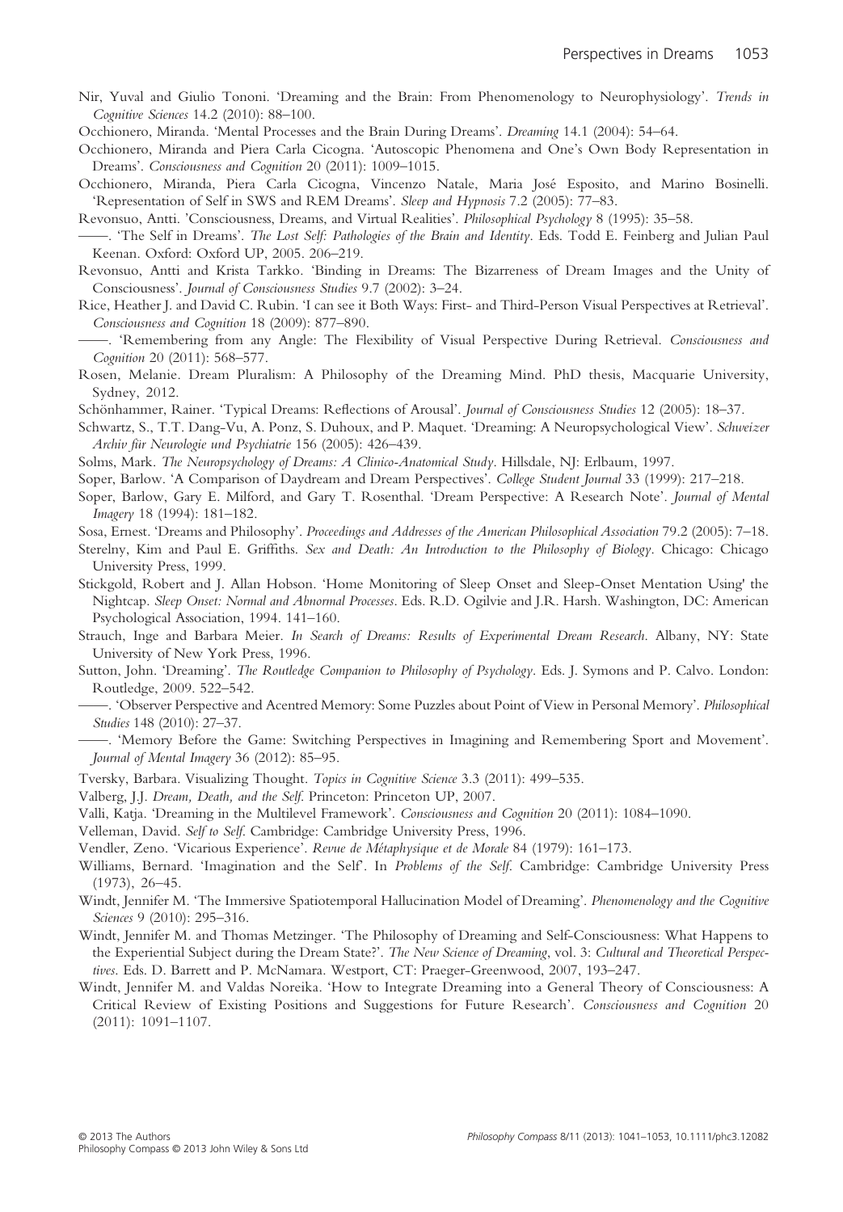Nir, Yuval and Giulio Tononi. 'Dreaming and the Brain: From Phenomenology to Neurophysiology'. *Trends in Cognitive Sciences* 14.2 (2010): 88–100.

Occhionero, Miranda. 'Mental Processes and the Brain During Dreams'. *Dreaming* 14.1 (2004): 54–64.

Occhionero, Miranda and Piera Carla Cicogna. 'Autoscopic Phenomena and One's Own Body Representation in Dreams'. *Consciousness and Cognition* 20 (2011): 1009–1015.

Occhionero, Miranda, Piera Carla Cicogna, Vincenzo Natale, Maria José Esposito, and Marino Bosinelli. 'Representation of Self in SWS and REM Dreams'. *Sleep and Hypnosis* 7.2 (2005): 77–83.

Revonsuo, Antti. 'Consciousness, Dreams, and Virtual Realities'. *Philosophical Psychology* 8 (1995): 35–58.

——. 'The Self in Dreams'. *The Lost Self: Pathologies of the Brain and Identity*. Eds. Todd E. Feinberg and Julian Paul Keenan. Oxford: Oxford UP, 2005. 206–219.

Revonsuo, Antti and Krista Tarkko. 'Binding in Dreams: The Bizarreness of Dream Images and the Unity of Consciousness'. *Journal of Consciousness Studies* 9.7 (2002): 3–24.

Rice, Heather J. and David C. Rubin. 'I can see it Both Ways: First- and Third-Person Visual Perspectives at Retrieval'. *Consciousness and Cognition* 18 (2009): 877–890.

——. 'Remembering from any Angle: The Flexibility of Visual Perspective During Retrieval. *Consciousness and Cognition* 20 (2011): 568–577.

Rosen, Melanie. Dream Pluralism: A Philosophy of the Dreaming Mind. PhD thesis, Macquarie University, Sydney, 2012.

Schönhammer, Rainer. 'Typical Dreams: Reflections of Arousal'. *Journal of Consciousness Studies* 12 (2005): 18–37.

Schwartz, S., T.T. Dang-Vu, A. Ponz, S. Duhoux, and P. Maquet. 'Dreaming: A Neuropsychological View'. *Schweizer Archiv für Neurologie und Psychiatrie* 156 (2005): 426–439.

Solms, Mark. *The Neuropsychology of Dreams: A Clinico-Anatomical Study*. Hillsdale, NJ: Erlbaum, 1997.

Soper, Barlow. 'A Comparison of Daydream and Dream Perspectives'. *College Student Journal* 33 (1999): 217–218.

Soper, Barlow, Gary E. Milford, and Gary T. Rosenthal. 'Dream Perspective: A Research Note'. *Journal of Mental Imagery* 18 (1994): 181–182.

Sosa, Ernest. 'Dreams and Philosophy'. *Proceedings and Addresses of the American Philosophical Association* 79.2 (2005): 7–18.

Sterelny, Kim and Paul E. Griffiths. *Sex and Death: An Introduction to the Philosophy of Biology*. Chicago: Chicago University Press, 1999.

Stickgold, Robert and J. Allan Hobson. 'Home Monitoring of Sleep Onset and Sleep-Onset Mentation Using' the Nightcap. *Sleep Onset: Normal and Abnormal Processes*. Eds. R.D. Ogilvie and J.R. Harsh. Washington, DC: American Psychological Association, 1994. 141–160.

Strauch, Inge and Barbara Meier. *In Search of Dreams: Results of Experimental Dream Research*. Albany, NY: State University of New York Press, 1996.

Sutton, John. 'Dreaming'. *The Routledge Companion to Philosophy of Psychology*. Eds. J. Symons and P. Calvo. London: Routledge, 2009. 522–542.

——. 'Observer Perspective and Acentred Memory: Some Puzzles about Point of View in Personal Memory'. *Philosophical Studies* 148 (2010): 27–37.

——. 'Memory Before the Game: Switching Perspectives in Imagining and Remembering Sport and Movement'. *Journal of Mental Imagery* 36 (2012): 85–95.

Tversky, Barbara. Visualizing Thought. *Topics in Cognitive Science* 3.3 (2011): 499–535.

Valberg, J.J. *Dream, Death, and the Self*. Princeton: Princeton UP, 2007.

Valli, Katja. 'Dreaming in the Multilevel Framework'. *Consciousness and Cognition* 20 (2011): 1084–1090.

Velleman, David. *Self to Self*. Cambridge: Cambridge University Press, 1996.

Vendler, Zeno. 'Vicarious Experience'. *Revue de Métaphysique et de Morale* 84 (1979): 161–173.

Williams, Bernard. 'Imagination and the Self'. In *Problems of the Self*. Cambridge: Cambridge University Press (1973), 26–45.

Windt, Jennifer M. 'The Immersive Spatiotemporal Hallucination Model of Dreaming'. *Phenomenology and the Cognitive Sciences* 9 (2010): 295–316.

Windt, Jennifer M. and Thomas Metzinger. 'The Philosophy of Dreaming and Self-Consciousness: What Happens to the Experiential Subject during the Dream State?'. *The New Science of Dreaming*, vol. 3: *Cultural and Theoretical Perspectives*. Eds. D. Barrett and P. McNamara. Westport, CT: Praeger-Greenwood, 2007, 193–247.

Windt, Jennifer M. and Valdas Noreika. 'How to Integrate Dreaming into a General Theory of Consciousness: A Critical Review of Existing Positions and Suggestions for Future Research'. *Consciousness and Cognition* 20 (2011): 1091–1107.